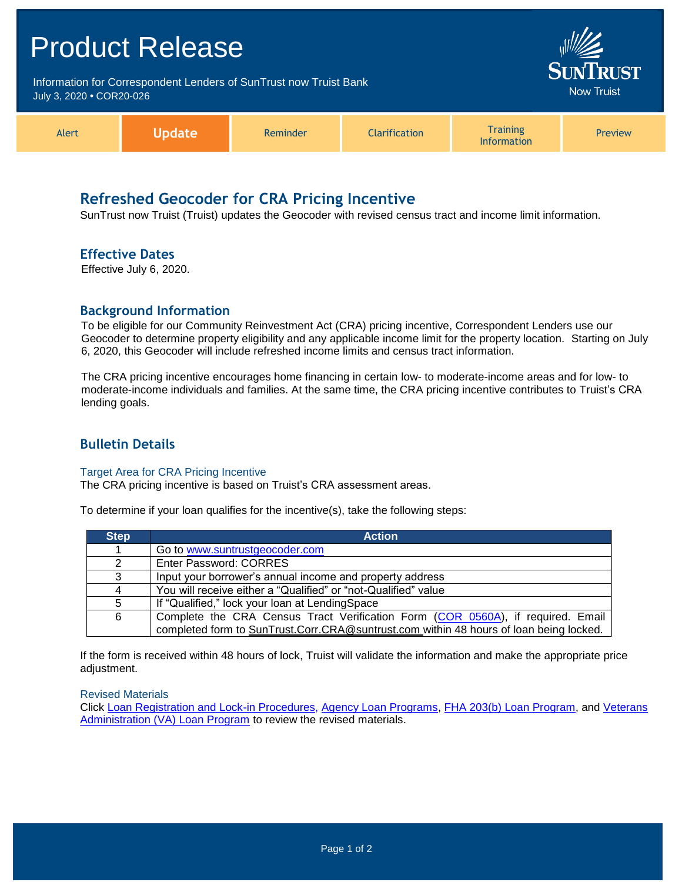# Product Release

Information for Correspondent Lenders of SunTrust now Truist Bank
July 3, 2020 • COR20-026

SunTrust Now Truist

| Alert | **Update** | Reminder | Clarification | Training Information | Preview |
|---|---|---|---|---|---|

## Refreshed Geocoder for CRA Pricing Incentive

SunTrust now Truist (Truist) updates the Geocoder with revised census tract and income limit information.

### Effective Dates

Effective July 6, 2020.

### Background Information

To be eligible for our Community Reinvestment Act (CRA) pricing incentive, Correspondent Lenders use our Geocoder to determine property eligibility and any applicable income limit for the property location. Starting on July 6, 2020, this Geocoder will include refreshed income limits and census tract information.

The CRA pricing incentive encourages home financing in certain low- to moderate-income areas and for low- to moderate-income individuals and families. At the same time, the CRA pricing incentive contributes to Truist's CRA lending goals.

### Bulletin Details

#### Target Area for CRA Pricing Incentive

The CRA pricing incentive is based on Truist's CRA assessment areas.

To determine if your loan qualifies for the incentive(s), take the following steps:

| Step | Action |
|---|---|
| 1 | Go to www.suntrustgeocoder.com |
| 2 | Enter Password: CORRES |
| 3 | Input your borrower's annual income and property address |
| 4 | You will receive either a "Qualified" or "not-Qualified" value |
| 5 | If "Qualified," lock your loan at LendingSpace |
| 6 | Complete the CRA Census Tract Verification Form (COR 0560A), if required. Email completed form to SunTrust.Corr.CRA@suntrust.com within 48 hours of loan being locked. |

If the form is received within 48 hours of lock, Truist will validate the information and make the appropriate price adjustment.

#### Revised Materials

Click Loan Registration and Lock-in Procedures, Agency Loan Programs, FHA 203(b) Loan Program, and Veterans Administration (VA) Loan Program to review the revised materials.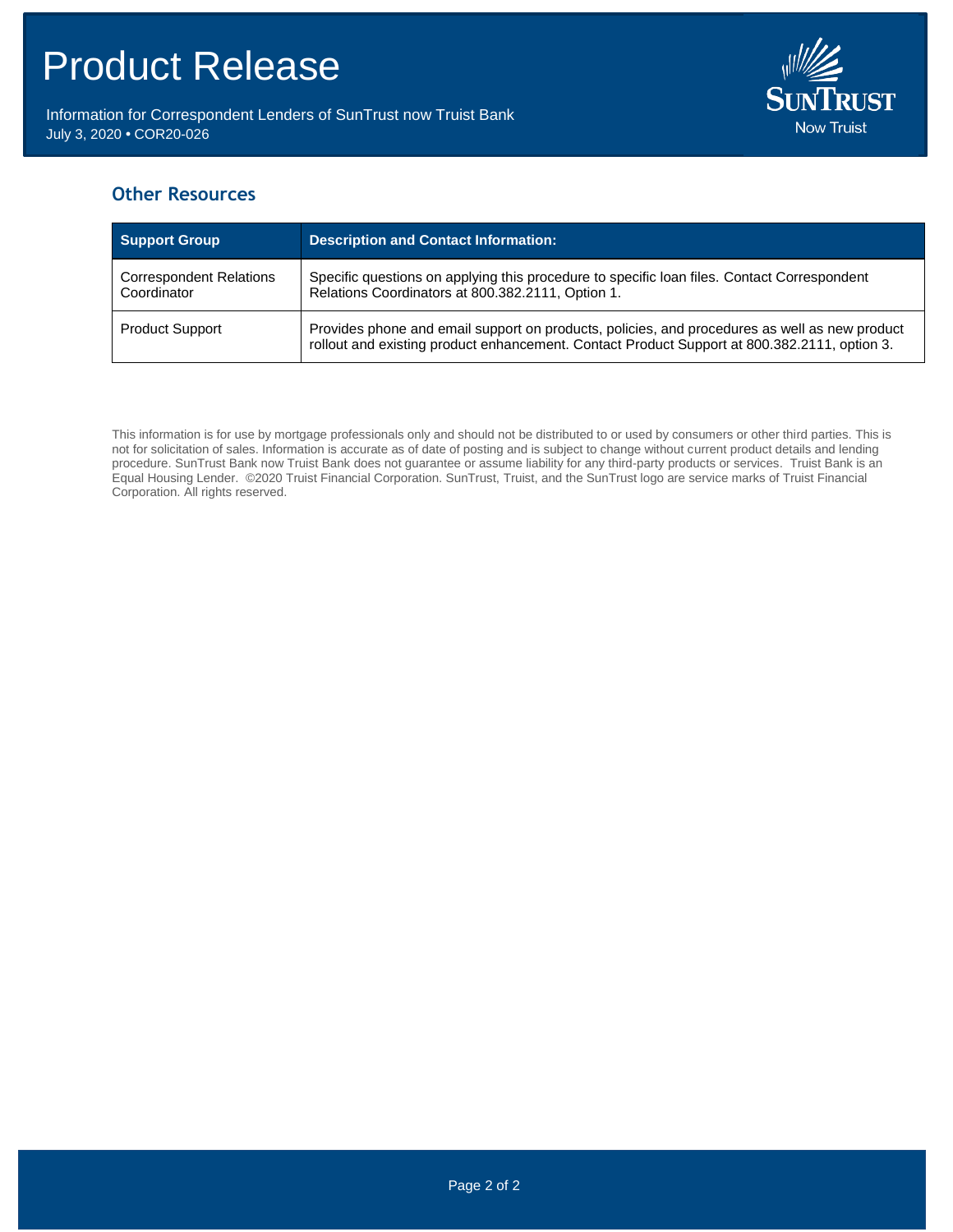## Other Resources

| Support Group | Description and Contact Information: |
|---|---|
| Correspondent Relations Coordinator | Specific questions on applying this procedure to specific loan files. Contact Correspondent Relations Coordinators at 800.382.2111, Option 1. |
| Product Support | Provides phone and email support on products, policies, and procedures as well as new product rollout and existing product enhancement. Contact Product Support at 800.382.2111, option 3. |

This information is for use by mortgage professionals only and should not be distributed to or used by consumers or other third parties. This is not for solicitation of sales. Information is accurate as of date of posting and is subject to change without current product details and lending procedure. SunTrust Bank now Truist Bank does not guarantee or assume liability for any third-party products or services. Truist Bank is an Equal Housing Lender. ©2020 Truist Financial Corporation. SunTrust, Truist, and the SunTrust logo are service marks of Truist Financial Corporation. All rights reserved.